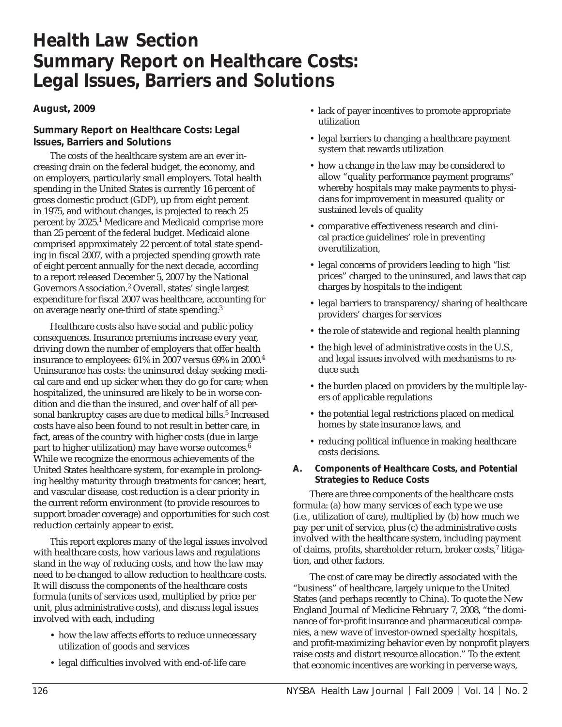# Health Law Section Summary Report on Healthcare Costs: Legal Issues, Barriers and Solutions

**August, 2009**

### Summary Report on Healthcare Costs: Legal Issues, Barriers and Solutions

The costs of the healthcare system are an ever increasing drain on the federal budget, the economy, and on employers, particularly small employers. Total health spending in the United States is currently 16 percent of gross domestic product (GDP), up from eight percent in 1975, and without changes, is projected to reach 25 percent by 2025.[1] Medicare and Medicaid comprise more than 25 percent of the federal budget. Medicaid alone comprised approximately 22 percent of total state spending in fiscal 2007, with a projected spending growth rate of eight percent annually for the next decade, according to a report released December 5, 2007 by the National Governors Association.[2] Overall, states' single largest expenditure for fiscal 2007 was healthcare, accounting for on average nearly one-third of state spending.[3]

Healthcare costs also have social and public policy consequences. Insurance premiums increase every year, driving down the number of employers that offer health insurance to employees: 61% in 2007 versus 69% in 2000.[4] Uninsurance has costs: the uninsured delay seeking medical care and end up sicker when they do go for care; when hospitalized, the uninsured are likely to be in worse condition and die than the insured, and over half of all personal bankruptcy cases are due to medical bills.[5] Increased costs have also been found to not result in better care, in fact, areas of the country with higher costs (due in large part to higher utilization) may have worse outcomes.[6] While we recognize the enormous achievements of the United States healthcare system, for example in prolonging healthy maturity through treatments for cancer, heart, and vascular disease, cost reduction is a clear priority in the current reform environment (to provide resources to support broader coverage) and opportunities for such cost reduction certainly appear to exist.

This report explores many of the legal issues involved with healthcare costs, how various laws and regulations stand in the way of reducing costs, and how the law may need to be changed to allow reduction to healthcare costs. It will discuss the components of the healthcare costs formula (units of services used, multiplied by price per unit, plus administrative costs), and discuss legal issues involved with each, including

- how the law affects efforts to reduce unnecessary utilization of goods and services
- legal difficulties involved with end-of-life care
- lack of payer incentives to promote appropriate utilization
- legal barriers to changing a healthcare payment system that rewards utilization
- how a change in the law may be considered to allow "quality performance payment programs" whereby hospitals may make payments to physicians for improvement in measured quality or sustained levels of quality
- comparative effectiveness research and clinical practice guidelines' role in preventing overutilization,
- legal concerns of providers leading to high "list prices" charged to the uninsured, and laws that cap charges by hospitals to the indigent
- legal barriers to transparency/sharing of healthcare providers' charges for services
- the role of statewide and regional health planning
- the high level of administrative costs in the U.S., and legal issues involved with mechanisms to reduce such
- the burden placed on providers by the multiple layers of applicable regulations
- the potential legal restrictions placed on medical homes by state insurance laws, and
- reducing political influence in making healthcare costs decisions.

### A. Components of Healthcare Costs, and Potential Strategies to Reduce Costs

There are three components of the healthcare costs formula: (a) how many services of each type we use (i.e., utilization of care), multiplied by (b) how much we pay per unit of service, plus (c) the administrative costs involved with the healthcare system, including payment of claims, profits, shareholder return, broker costs,[7] litigation, and other factors.

The cost of care may be directly associated with the "business" of healthcare, largely unique to the United States (and perhaps recently to China). To quote the New England Journal of Medicine February 7, 2008, "the dominance of for-profit insurance and pharmaceutical companies, a new wave of investor-owned specialty hospitals, and profit-maximizing behavior even by nonprofit players raise costs and distort resource allocation." To the extent that economic incentives are working in perverse ways,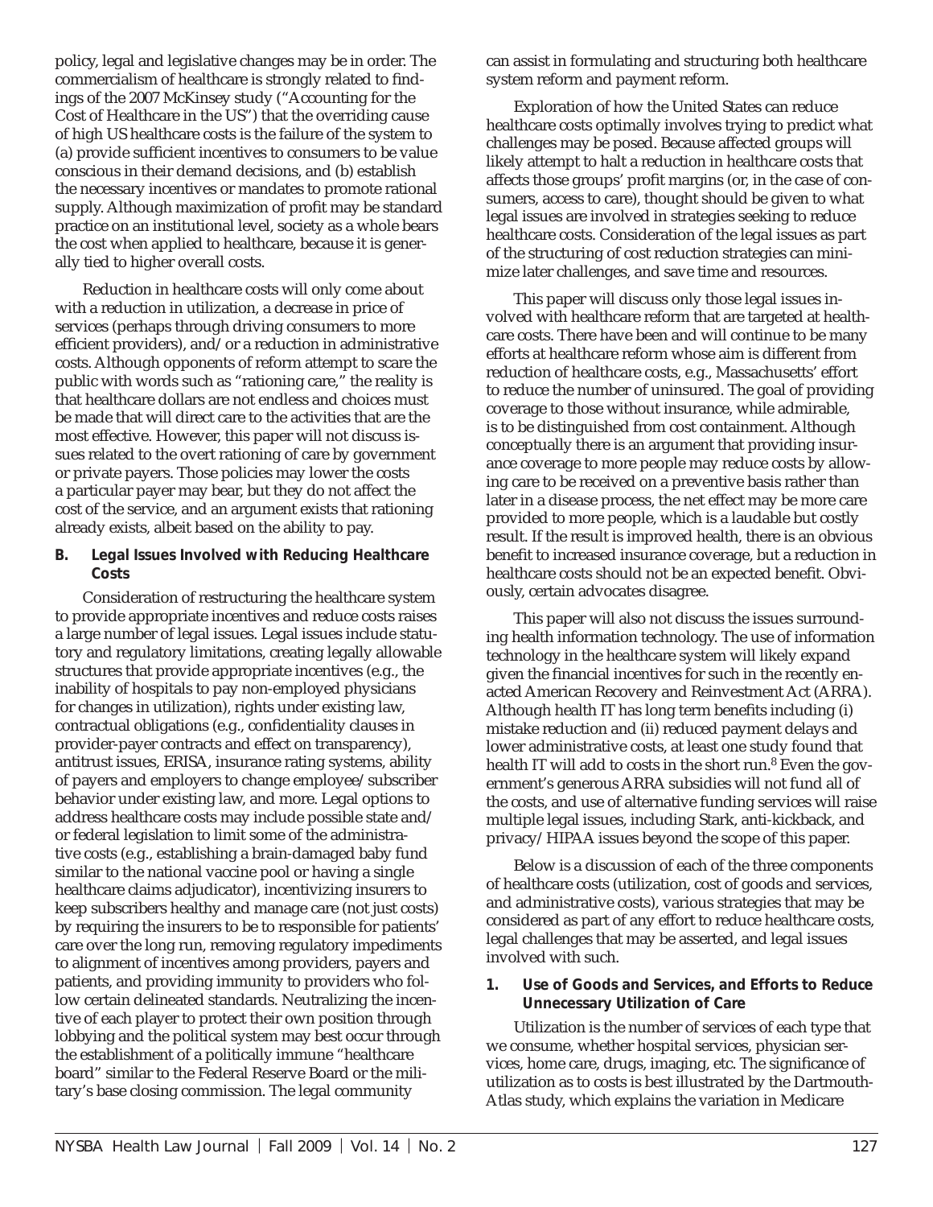policy, legal and legislative changes may be in order. The commercialism of healthcare is strongly related to findings of the 2007 McKinsey study ("Accounting for the Cost of Healthcare in the US") that the overriding cause of high US healthcare costs is the failure of the system to (a) provide sufficient incentives to consumers to be value conscious in their demand decisions, and (b) establish the necessary incentives or mandates to promote rational supply. Although maximization of profit may be standard practice on an institutional level, society as a whole bears the cost when applied to healthcare, because it is generally tied to higher overall costs.

Reduction in healthcare costs will only come about with a reduction in utilization, a decrease in price of services (perhaps through driving consumers to more efficient providers), and/or a reduction in administrative costs. Although opponents of reform attempt to scare the public with words such as "rationing care," the reality is that healthcare dollars are not endless and choices must be made that will direct care to the activities that are the most effective. However, this paper will not discuss issues related to the overt rationing of care by government or private payers. Those policies may lower the costs a particular payer may bear, but they do not affect the cost of the service, and an argument exists that rationing already exists, albeit based on the ability to pay.

### B. Legal Issues Involved with Reducing Healthcare Costs

Consideration of restructuring the healthcare system to provide appropriate incentives and reduce costs raises a large number of legal issues. Legal issues include statutory and regulatory limitations, creating legally allowable structures that provide appropriate incentives (e.g., the inability of hospitals to pay non-employed physicians for changes in utilization), rights under existing law, contractual obligations (e.g., confidentiality clauses in provider-payer contracts and effect on transparency), antitrust issues, ERISA, insurance rating systems, ability of payers and employers to change employee/subscriber behavior under existing law, and more. Legal options to address healthcare costs may include possible state and/or federal legislation to limit some of the administrative costs (e.g., establishing a brain-damaged baby fund similar to the national vaccine pool or having a single healthcare claims adjudicator), incentivizing insurers to keep subscribers healthy and manage care (not just costs) by requiring the insurers to be to responsible for patients' care over the long run, removing regulatory impediments to alignment of incentives among providers, payers and patients, and providing immunity to providers who follow certain delineated standards. Neutralizing the incentive of each player to protect their own position through lobbying and the political system may best occur through the establishment of a politically immune "healthcare board" similar to the Federal Reserve Board or the military's base closing commission. The legal community can assist in formulating and structuring both healthcare system reform and payment reform.

Exploration of how the United States can reduce healthcare costs optimally involves trying to predict what challenges may be posed. Because affected groups will likely attempt to halt a reduction in healthcare costs that affects those groups' profit margins (or, in the case of consumers, access to care), thought should be given to what legal issues are involved in strategies seeking to reduce healthcare costs. Consideration of the legal issues as part of the structuring of cost reduction strategies can minimize later challenges, and save time and resources.

This paper will discuss only those legal issues involved with healthcare reform that are targeted at healthcare costs. There have been and will continue to be many efforts at healthcare reform whose aim is different from reduction of healthcare costs, e.g., Massachusetts' effort to reduce the number of uninsured. The goal of providing coverage to those without insurance, while admirable, is to be distinguished from cost containment. Although conceptually there is an argument that providing insurance coverage to more people may reduce costs by allowing care to be received on a preventive basis rather than later in a disease process, the net effect may be more care provided to more people, which is a laudable but costly result. If the result is improved health, there is an obvious benefit to increased insurance coverage, but a reduction in healthcare costs should not be an expected benefit. Obviously, certain advocates disagree.

This paper will also not discuss the issues surrounding health information technology. The use of information technology in the healthcare system will likely expand given the financial incentives for such in the recently enacted American Recovery and Reinvestment Act (ARRA). Although health IT has long term benefits including (i) mistake reduction and (ii) reduced payment delays and lower administrative costs, at least one study found that health IT will add to costs in the short run.[8] Even the government's generous ARRA subsidies will not fund all of the costs, and use of alternative funding services will raise multiple legal issues, including Stark, anti-kickback, and privacy/HIPAA issues beyond the scope of this paper.

Below is a discussion of each of the three components of healthcare costs (utilization, cost of goods and services, and administrative costs), various strategies that may be considered as part of any effort to reduce healthcare costs, legal challenges that may be asserted, and legal issues involved with such.

#### 1. Use of Goods and Services, and Efforts to Reduce Unnecessary Utilization of Care

Utilization is the number of services of each type that we consume, whether hospital services, physician services, home care, drugs, imaging, etc. The significance of utilization as to costs is best illustrated by the Dartmouth-Atlas study, which explains the variation in Medicare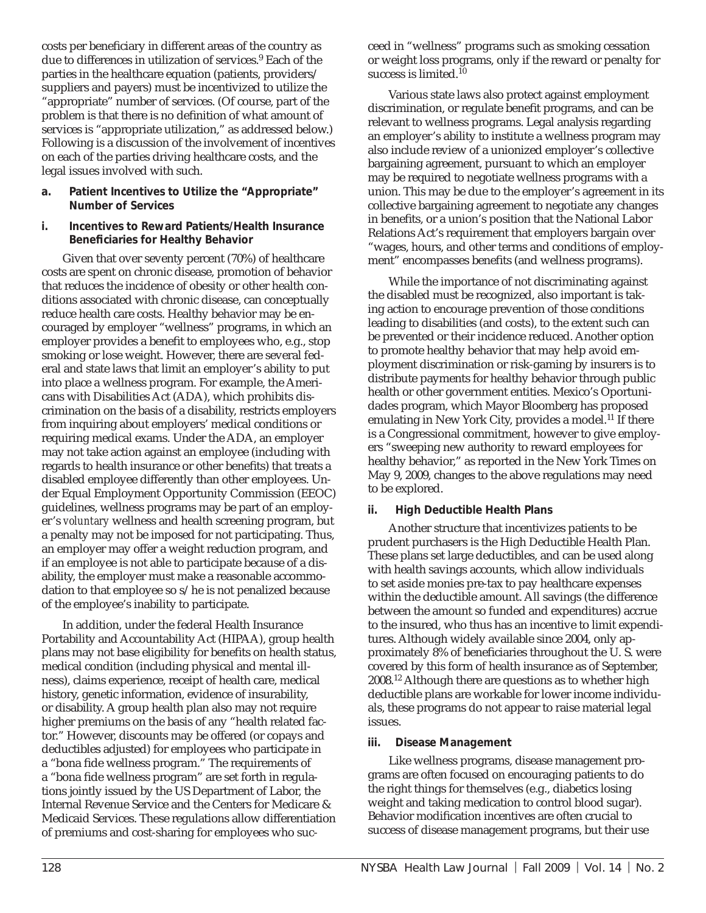costs per beneficiary in different areas of the country as due to differences in utilization of services.[9] Each of the parties in the healthcare equation (patients, providers/suppliers and payers) must be incentivized to utilize the "appropriate" number of services. (Of course, part of the problem is that there is no definition of what amount of services is "appropriate utilization," as addressed below.) Following is a discussion of the involvement of incentives on each of the parties driving healthcare costs, and the legal issues involved with such.

#### a. Patient Incentives to Utilize the "Appropriate" Number of Services

#### i. Incentives to Reward Patients/Health Insurance Beneficiaries for Healthy Behavior

Given that over seventy percent (70%) of healthcare costs are spent on chronic disease, promotion of behavior that reduces the incidence of obesity or other health conditions associated with chronic disease, can conceptually reduce health care costs. Healthy behavior may be encouraged by employer "wellness" programs, in which an employer provides a benefit to employees who, e.g., stop smoking or lose weight. However, there are several federal and state laws that limit an employer's ability to put into place a wellness program. For example, the Americans with Disabilities Act (ADA), which prohibits discrimination on the basis of a disability, restricts employers from inquiring about employers' medical conditions or requiring medical exams. Under the ADA, an employer may not take action against an employee (including with regards to health insurance or other benefits) that treats a disabled employee differently than other employees. Under Equal Employment Opportunity Commission (EEOC) guidelines, wellness programs may be part of an employer's *voluntary* wellness and health screening program, but a penalty may not be imposed for not participating. Thus, an employer may offer a weight reduction program, and if an employee is not able to participate because of a disability, the employer must make a reasonable accommodation to that employee so s/he is not penalized because of the employee's inability to participate.

In addition, under the federal Health Insurance Portability and Accountability Act (HIPAA), group health plans may not base eligibility for benefits on health status, medical condition (including physical and mental illness), claims experience, receipt of health care, medical history, genetic information, evidence of insurability, or disability. A group health plan also may not require higher premiums on the basis of any "health related factor." However, discounts may be offered (or copays and deductibles adjusted) for employees who participate in a "bona fide wellness program." The requirements of a "bona fide wellness program" are set forth in regulations jointly issued by the US Department of Labor, the Internal Revenue Service and the Centers for Medicare & Medicaid Services. These regulations allow differentiation of premiums and cost-sharing for employees who succeed in "wellness" programs such as smoking cessation or weight loss programs, only if the reward or penalty for success is limited.[10]

Various state laws also protect against employment discrimination, or regulate benefit programs, and can be relevant to wellness programs. Legal analysis regarding an employer's ability to institute a wellness program may also include review of a unionized employer's collective bargaining agreement, pursuant to which an employer may be required to negotiate wellness programs with a union. This may be due to the employer's agreement in its collective bargaining agreement to negotiate any changes in benefits, or a union's position that the National Labor Relations Act's requirement that employers bargain over "wages, hours, and other terms and conditions of employment" encompasses benefits (and wellness programs).

While the importance of not discriminating against the disabled must be recognized, also important is taking action to encourage prevention of those conditions leading to disabilities (and costs), to the extent such can be prevented or their incidence reduced. Another option to promote healthy behavior that may help avoid employment discrimination or risk-gaming by insurers is to distribute payments for healthy behavior through public health or other government entities. Mexico's Oportunidades program, which Mayor Bloomberg has proposed emulating in New York City, provides a model.[11] If there is a Congressional commitment, however to give employers "sweeping new authority to reward employees for healthy behavior," as reported in the New York Times on May 9, 2009, changes to the above regulations may need to be explored.

#### ii. High Deductible Health Plans

Another structure that incentivizes patients to be prudent purchasers is the High Deductible Health Plan. These plans set large deductibles, and can be used along with health savings accounts, which allow individuals to set aside monies pre-tax to pay healthcare expenses within the deductible amount. All savings (the difference between the amount so funded and expenditures) accrue to the insured, who thus has an incentive to limit expenditures. Although widely available since 2004, only approximately 8% of beneficiaries throughout the U. S. were covered by this form of health insurance as of September, 2008.[12] Although there are questions as to whether high deductible plans are workable for lower income individuals, these programs do not appear to raise material legal issues.

#### iii. Disease Management

Like wellness programs, disease management programs are often focused on encouraging patients to do the right things for themselves (e.g., diabetics losing weight and taking medication to control blood sugar). Behavior modification incentives are often crucial to success of disease management programs, but their use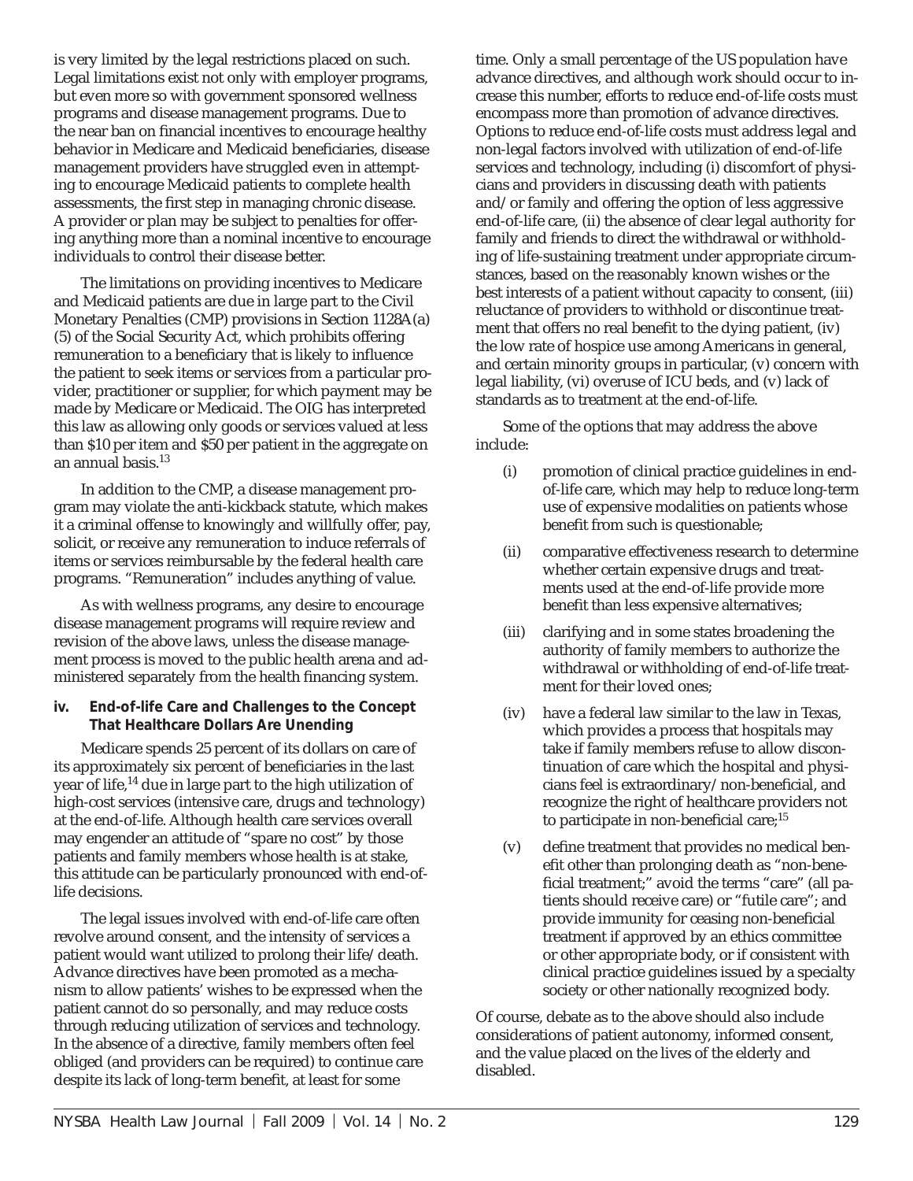is very limited by the legal restrictions placed on such. Legal limitations exist not only with employer programs, but even more so with government sponsored wellness programs and disease management programs. Due to the near ban on financial incentives to encourage healthy behavior in Medicare and Medicaid beneficiaries, disease management providers have struggled even in attempting to encourage Medicaid patients to complete health assessments, the first step in managing chronic disease. A provider or plan may be subject to penalties for offering anything more than a nominal incentive to encourage individuals to control their disease better.

The limitations on providing incentives to Medicare and Medicaid patients are due in large part to the Civil Monetary Penalties (CMP) provisions in Section 1128A(a)(5) of the Social Security Act, which prohibits offering remuneration to a beneficiary that is likely to influence the patient to seek items or services from a particular provider, practitioner or supplier, for which payment may be made by Medicare or Medicaid. The OIG has interpreted this law as allowing only goods or services valued at less than $10 per item and $50 per patient in the aggregate on an annual basis.[13]

In addition to the CMP, a disease management program may violate the anti-kickback statute, which makes it a criminal offense to knowingly and willfully offer, pay, solicit, or receive any remuneration to induce referrals of items or services reimbursable by the federal health care programs. "Remuneration" includes anything of value.

As with wellness programs, any desire to encourage disease management programs will require review and revision of the above laws, unless the disease management process is moved to the public health arena and administered separately from the health financing system.

#### iv. End-of-life Care and Challenges to the Concept That Healthcare Dollars Are Unending

Medicare spends 25 percent of its dollars on care of its approximately six percent of beneficiaries in the last year of life,[14] due in large part to the high utilization of high-cost services (intensive care, drugs and technology) at the end-of-life. Although health care services overall may engender an attitude of "spare no cost" by those patients and family members whose health is at stake, this attitude can be particularly pronounced with end-of-life decisions.

The legal issues involved with end-of-life care often revolve around consent, and the intensity of services a patient would want utilized to prolong their life/death. Advance directives have been promoted as a mechanism to allow patients' wishes to be expressed when the patient cannot do so personally, and may reduce costs through reducing utilization of services and technology. In the absence of a directive, family members often feel obliged (and providers can be required) to continue care despite its lack of long-term benefit, at least for some time. Only a small percentage of the US population have advance directives, and although work should occur to increase this number, efforts to reduce end-of-life costs must encompass more than promotion of advance directives. Options to reduce end-of-life costs must address legal and non-legal factors involved with utilization of end-of-life services and technology, including (i) discomfort of physicians and providers in discussing death with patients and/or family and offering the option of less aggressive end-of-life care, (ii) the absence of clear legal authority for family and friends to direct the withdrawal or withholding of life-sustaining treatment under appropriate circumstances, based on the reasonably known wishes or the best interests of a patient without capacity to consent, (iii) reluctance of providers to withhold or discontinue treatment that offers no real benefit to the dying patient, (iv) the low rate of hospice use among Americans in general, and certain minority groups in particular, (v) concern with legal liability, (vi) overuse of ICU beds, and (v) lack of standards as to treatment at the end-of-life.

Some of the options that may address the above include:

(i) promotion of clinical practice guidelines in end-of-life care, which may help to reduce long-term use of expensive modalities on patients whose benefit from such is questionable;

(ii) comparative effectiveness research to determine whether certain expensive drugs and treatments used at the end-of-life provide more benefit than less expensive alternatives;

(iii) clarifying and in some states broadening the authority of family members to authorize the withdrawal or withholding of end-of-life treatment for their loved ones;

(iv) have a federal law similar to the law in Texas, which provides a process that hospitals may take if family members refuse to allow discontinuation of care which the hospital and physicians feel is extraordinary/non-beneficial, and recognize the right of healthcare providers not to participate in non-beneficial care;[15]

(v) define treatment that provides no medical benefit other than prolonging death as "non-beneficial treatment;" avoid the terms "care" (all patients should receive care) or "futile care"; and provide immunity for ceasing non-beneficial treatment if approved by an ethics committee or other appropriate body, or if consistent with clinical practice guidelines issued by a specialty society or other nationally recognized body.

Of course, debate as to the above should also include considerations of patient autonomy, informed consent, and the value placed on the lives of the elderly and disabled.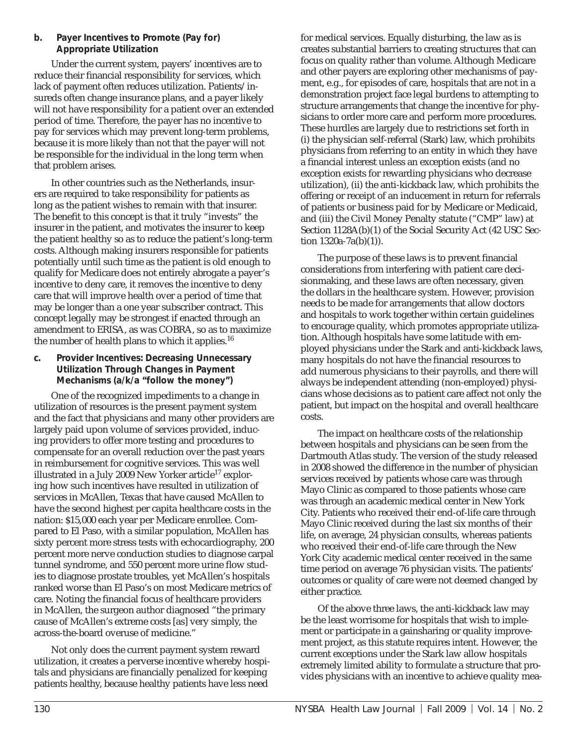**b. Payer Incentives to Promote (Pay for) Appropriate Utilization**

Under the current system, payers' incentives are to reduce their financial responsibility for services, which lack of payment often reduces utilization. Patients/insureds often change insurance plans, and a payer likely will not have responsibility for a patient over an extended period of time. Therefore, the payer has no incentive to pay for services which may prevent long-term problems, because it is more likely than not that the payer will not be responsible for the individual in the long term when that problem arises.

In other countries such as the Netherlands, insurers are required to take responsibility for patients as long as the patient wishes to remain with that insurer. The benefit to this concept is that it truly "invests" the insurer in the patient, and motivates the insurer to keep the patient healthy so as to reduce the patient's long-term costs. Although making insurers responsible for patients potentially until such time as the patient is old enough to qualify for Medicare does not entirely abrogate a payer's incentive to deny care, it removes the incentive to deny care that will improve health over a period of time that may be longer than a one year subscriber contract. This concept legally may be strongest if enacted through an amendment to ERISA, as was COBRA, so as to maximize the number of health plans to which it applies.[16]

**c. Provider Incentives: Decreasing Unnecessary Utilization Through Changes in Payment Mechanisms (a/k/a "follow the money")**

One of the recognized impediments to a change in utilization of resources is the present payment system and the fact that physicians and many other providers are largely paid upon volume of services provided, inducing providers to offer more testing and procedures to compensate for an overall reduction over the past years in reimbursement for cognitive services. This was well illustrated in a July 2009 New Yorker article[17] exploring how such incentives have resulted in utilization of services in McAllen, Texas that have caused McAllen to have the second highest per capita healthcare costs in the nation: $15,000 each year per Medicare enrollee. Compared to El Paso, with a similar population, McAllen has sixty percent more stress tests with echocardiography, 200 percent more nerve conduction studies to diagnose carpal tunnel syndrome, and 550 percent more urine flow studies to diagnose prostate troubles, yet McAllen's hospitals ranked worse than El Paso's on most Medicare metrics of care. Noting the financial focus of healthcare providers in McAllen, the surgeon author diagnosed "the primary cause of McAllen's extreme costs [as] very simply, the across-the-board overuse of medicine."

Not only does the current payment system reward utilization, it creates a perverse incentive whereby hospitals and physicians are financially penalized for keeping patients healthy, because healthy patients have less need for medical services. Equally disturbing, the law as is creates substantial barriers to creating structures that can focus on quality rather than volume. Although Medicare and other payers are exploring other mechanisms of payment, e.g., for episodes of care, hospitals that are not in a demonstration project face legal burdens to attempting to structure arrangements that change the incentive for physicians to order more care and perform more procedures. These hurdles are largely due to restrictions set forth in (i) the physician self-referral (Stark) law, which prohibits physicians from referring to an entity in which they have a financial interest unless an exception exists (and no exception exists for rewarding physicians who decrease utilization), (ii) the anti-kickback law, which prohibits the offering or receipt of an inducement in return for referrals of patients or business paid for by Medicare or Medicaid, and (iii) the Civil Money Penalty statute ("CMP" law) at Section 1128A(b)(1) of the Social Security Act (42 USC Section 1320a-7a(b)(1)).

The purpose of these laws is to prevent financial considerations from interfering with patient care decisionmaking, and these laws are often necessary, given the dollars in the healthcare system. However, provision needs to be made for arrangements that allow doctors and hospitals to work together within certain guidelines to encourage quality, which promotes appropriate utilization. Although hospitals have some latitude with employed physicians under the Stark and anti-kickback laws, many hospitals do not have the financial resources to add numerous physicians to their payrolls, and there will always be independent attending (non-employed) physicians whose decisions as to patient care affect not only the patient, but impact on the hospital and overall healthcare costs.

The impact on healthcare costs of the relationship between hospitals and physicians can be seen from the Dartmouth Atlas study. The version of the study released in 2008 showed the difference in the number of physician services received by patients whose care was through Mayo Clinic as compared to those patients whose care was through an academic medical center in New York City. Patients who received their end-of-life care through Mayo Clinic received during the last six months of their life, on average, 24 physician consults, whereas patients who received their end-of-life care through the New York City academic medical center received in the same time period on average 76 physician visits. The patients' outcomes or quality of care were not deemed changed by either practice.

Of the above three laws, the anti-kickback law may be the least worrisome for hospitals that wish to implement or participate in a gainsharing or quality improvement project, as this statute requires intent. However, the current exceptions under the Stark law allow hospitals extremely limited ability to formulate a structure that provides physicians with an incentive to achieve quality mea-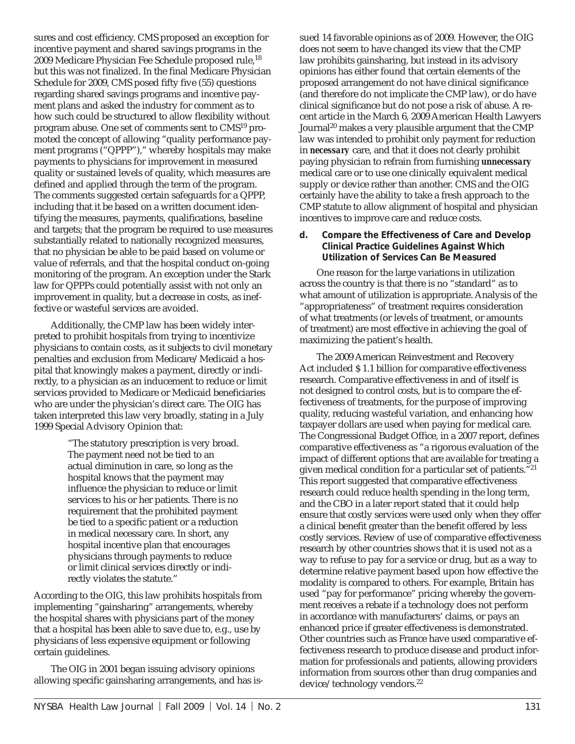sures and cost efficiency. CMS proposed an exception for incentive payment and shared savings programs in the 2009 Medicare Physician Fee Schedule proposed rule,[18] but this was not finalized. In the final Medicare Physician Schedule for 2009, CMS posed fifty five (55) questions regarding shared savings programs and incentive payment plans and asked the industry for comment as to how such could be structured to allow flexibility without program abuse. One set of comments sent to CMS[19] promoted the concept of allowing "quality performance payment programs ("QPPP")," whereby hospitals may make payments to physicians for improvement in measured quality or sustained levels of quality, which measures are defined and applied through the term of the program. The comments suggested certain safeguards for a QPPP, including that it be based on a written document identifying the measures, payments, qualifications, baseline and targets; that the program be required to use measures substantially related to nationally recognized measures, that no physician be able to be paid based on volume or value of referrals, and that the hospital conduct on-going monitoring of the program. An exception under the Stark law for QPPPs could potentially assist with not only an improvement in quality, but a decrease in costs, as ineffective or wasteful services are avoided.

Additionally, the CMP law has been widely interpreted to prohibit hospitals from trying to incentivize physicians to contain costs, as it subjects to civil monetary penalties and exclusion from Medicare/Medicaid a hospital that knowingly makes a payment, directly or indirectly, to a physician as an inducement to reduce or limit services provided to Medicare or Medicaid beneficiaries who are under the physician's direct care. The OIG has taken interpreted this law very broadly, stating in a July 1999 Special Advisory Opinion that:

> "The statutory prescription is very broad. The payment need not be tied to an actual diminution in care, so long as the hospital knows that the payment may influence the physician to reduce or limit services to his or her patients. There is no requirement that the prohibited payment be tied to a specific patient or a reduction in medical necessary care. In short, any hospital incentive plan that encourages physicians through payments to reduce or limit clinical services directly or indirectly violates the statute."

According to the OIG, this law prohibits hospitals from implementing "gainsharing" arrangements, whereby the hospital shares with physicians part of the money that a hospital has been able to save due to, e.g., use by physicians of less expensive equipment or following certain guidelines.

The OIG in 2001 began issuing advisory opinions allowing specific gainsharing arrangements, and has issued 14 favorable opinions as of 2009. However, the OIG does not seem to have changed its view that the CMP law prohibits gainsharing, but instead in its advisory opinions has either found that certain elements of the proposed arrangement do not have clinical significance (and therefore do not implicate the CMP law), or do have clinical significance but do not pose a risk of abuse. A recent article in the March 6, 2009 American Health Lawyers Journal[20] makes a very plausible argument that the CMP law was intended to prohibit only payment for reduction in ***necessary*** care, and that it does not clearly prohibit paying physician to refrain from furnishing ***unnecessary*** medical care or to use one clinically equivalent medical supply or device rather than another. CMS and the OIG certainly have the ability to take a fresh approach to the CMP statute to allow alignment of hospital and physician incentives to improve care and reduce costs.

#### d. Compare the Effectiveness of Care and Develop Clinical Practice Guidelines Against Which Utilization of Services Can Be Measured

One reason for the large variations in utilization across the country is that there is no "standard" as to what amount of utilization is appropriate. Analysis of the "appropriateness" of treatment requires consideration of what treatments (or levels of treatment, or amounts of treatment) are most effective in achieving the goal of maximizing the patient's health.

The 2009 American Reinvestment and Recovery Act included $ 1.1 billion for comparative effectiveness research. Comparative effectiveness in and of itself is not designed to control costs, but is to compare the effectiveness of treatments, for the purpose of improving quality, reducing wasteful variation, and enhancing how taxpayer dollars are used when paying for medical care. The Congressional Budget Office, in a 2007 report, defines comparative effectiveness as "a rigorous evaluation of the impact of different options that are available for treating a given medical condition for a particular set of patients."[21] This report suggested that comparative effectiveness research could reduce health spending in the long term, and the CBO in a later report stated that it could help ensure that costly services were used only when they offer a clinical benefit greater than the benefit offered by less costly services. Review of use of comparative effectiveness research by other countries shows that it is used not as a way to refuse to pay for a service or drug, but as a way to determine relative payment based upon how effective the modality is compared to others. For example, Britain has used "pay for performance" pricing whereby the government receives a rebate if a technology does not perform in accordance with manufacturers' claims, or pays an enhanced price if greater effectiveness is demonstrated. Other countries such as France have used comparative effectiveness research to produce disease and product information for professionals and patients, allowing providers information from sources other than drug companies and device/technology vendors.[22]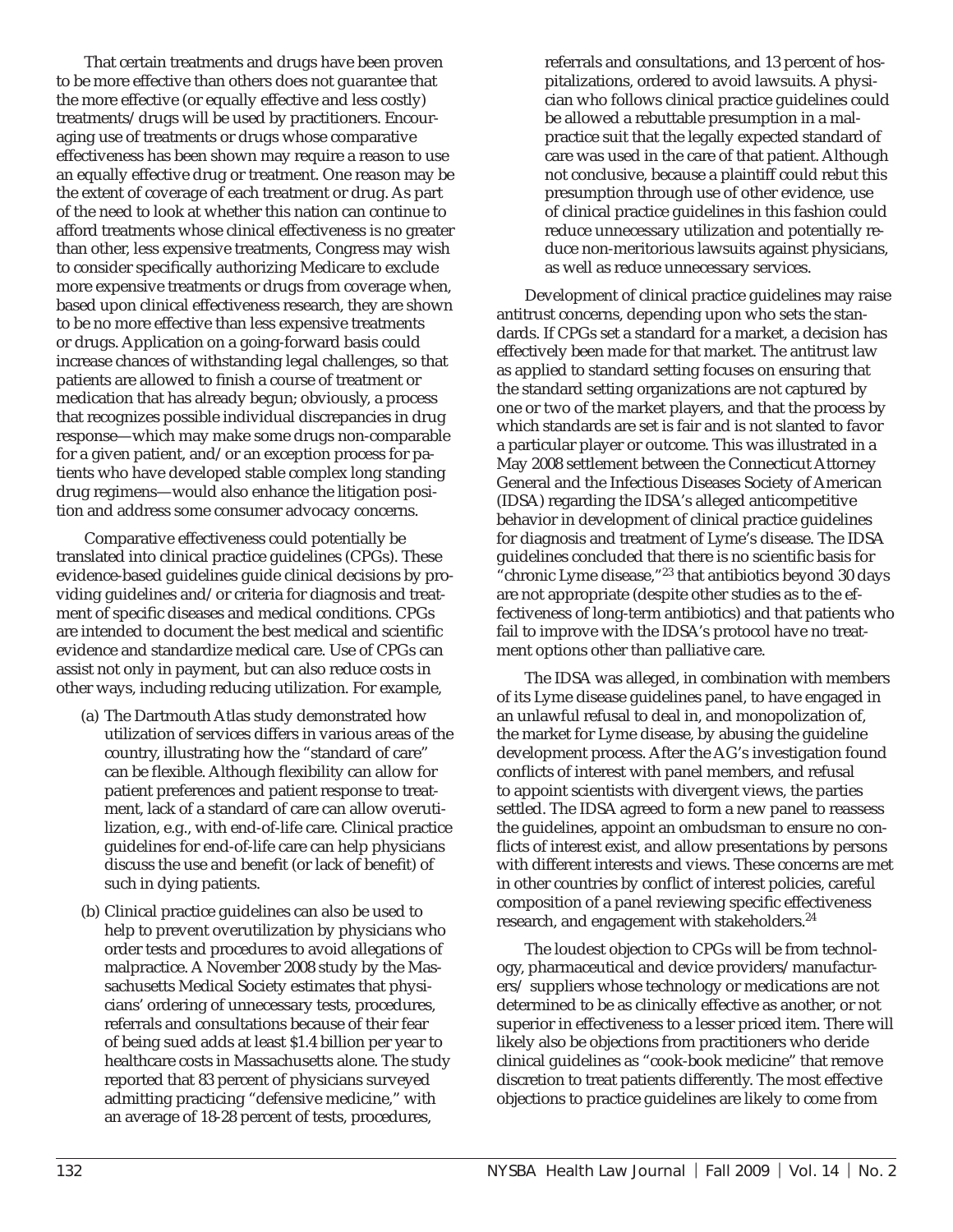That certain treatments and drugs have been proven to be more effective than others does not guarantee that the more effective (or equally effective and less costly) treatments/drugs will be used by practitioners. Encouraging use of treatments or drugs whose comparative effectiveness has been shown may require a reason to use an equally effective drug or treatment. One reason may be the extent of coverage of each treatment or drug. As part of the need to look at whether this nation can continue to afford treatments whose clinical effectiveness is no greater than other, less expensive treatments, Congress may wish to consider specifically authorizing Medicare to exclude more expensive treatments or drugs from coverage when, based upon clinical effectiveness research, they are shown to be no more effective than less expensive treatments or drugs. Application on a going-forward basis could increase chances of withstanding legal challenges, so that patients are allowed to finish a course of treatment or medication that has already begun; obviously, a process that recognizes possible individual discrepancies in drug response—which may make some drugs non-comparable for a given patient, and/or an exception process for patients who have developed stable complex long standing drug regimens—would also enhance the litigation position and address some consumer advocacy concerns.

Comparative effectiveness could potentially be translated into clinical practice guidelines (CPGs). These evidence-based guidelines guide clinical decisions by providing guidelines and/or criteria for diagnosis and treatment of specific diseases and medical conditions. CPGs are intended to document the best medical and scientific evidence and standardize medical care. Use of CPGs can assist not only in payment, but can also reduce costs in other ways, including reducing utilization. For example,

(a) The Dartmouth Atlas study demonstrated how utilization of services differs in various areas of the country, illustrating how the "standard of care" can be flexible. Although flexibility can allow for patient preferences and patient response to treatment, lack of a standard of care can allow overutilization, e.g., with end-of-life care. Clinical practice guidelines for end-of-life care can help physicians discuss the use and benefit (or lack of benefit) of such in dying patients.

(b) Clinical practice guidelines can also be used to help to prevent overutilization by physicians who order tests and procedures to avoid allegations of malpractice. A November 2008 study by the Massachusetts Medical Society estimates that physicians' ordering of unnecessary tests, procedures, referrals and consultations because of their fear of being sued adds at least $1.4 billion per year to healthcare costs in Massachusetts alone. The study reported that 83 percent of physicians surveyed admitting practicing "defensive medicine," with an average of 18-28 percent of tests, procedures, referrals and consultations, and 13 percent of hospitalizations, ordered to avoid lawsuits. A physician who follows clinical practice guidelines could be allowed a rebuttable presumption in a malpractice suit that the legally expected standard of care was used in the care of that patient. Although not conclusive, because a plaintiff could rebut this presumption through use of other evidence, use of clinical practice guidelines in this fashion could reduce unnecessary utilization and potentially reduce non-meritorious lawsuits against physicians, as well as reduce unnecessary services.

Development of clinical practice guidelines may raise antitrust concerns, depending upon who sets the standards. If CPGs set a standard for a market, a decision has effectively been made for that market. The antitrust law as applied to standard setting focuses on ensuring that the standard setting organizations are not captured by one or two of the market players, and that the process by which standards are set is fair and is not slanted to favor a particular player or outcome. This was illustrated in a May 2008 settlement between the Connecticut Attorney General and the Infectious Diseases Society of American (IDSA) regarding the IDSA's alleged anticompetitive behavior in development of clinical practice guidelines for diagnosis and treatment of Lyme's disease. The IDSA guidelines concluded that there is no scientific basis for "chronic Lyme disease,"[23] that antibiotics beyond 30 days are not appropriate (despite other studies as to the effectiveness of long-term antibiotics) and that patients who fail to improve with the IDSA's protocol have no treatment options other than palliative care.

The IDSA was alleged, in combination with members of its Lyme disease guidelines panel, to have engaged in an unlawful refusal to deal in, and monopolization of, the market for Lyme disease, by abusing the guideline development process. After the AG's investigation found conflicts of interest with panel members, and refusal to appoint scientists with divergent views, the parties settled. The IDSA agreed to form a new panel to reassess the guidelines, appoint an ombudsman to ensure no conflicts of interest exist, and allow presentations by persons with different interests and views. These concerns are met in other countries by conflict of interest policies, careful composition of a panel reviewing specific effectiveness research, and engagement with stakeholders.[24]

The loudest objection to CPGs will be from technology, pharmaceutical and device providers/manufacturers/ suppliers whose technology or medications are not determined to be as clinically effective as another, or not superior in effectiveness to a lesser priced item. There will likely also be objections from practitioners who deride clinical guidelines as "cook-book medicine" that remove discretion to treat patients differently. The most effective objections to practice guidelines are likely to come from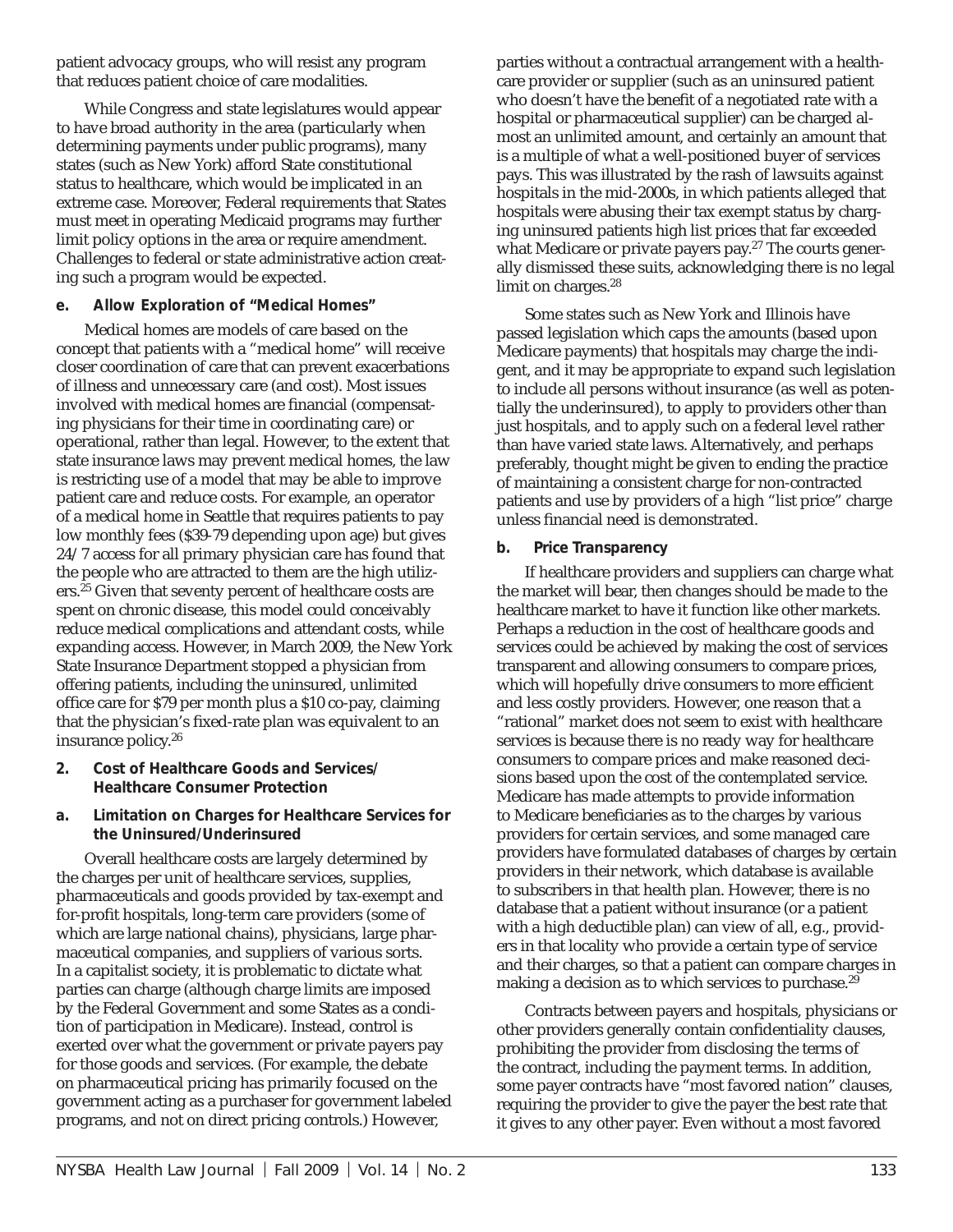patient advocacy groups, who will resist any program that reduces patient choice of care modalities.

While Congress and state legislatures would appear to have broad authority in the area (particularly when determining payments under public programs), many states (such as New York) afford State constitutional status to healthcare, which would be implicated in an extreme case. Moreover, Federal requirements that States must meet in operating Medicaid programs may further limit policy options in the area or require amendment. Challenges to federal or state administrative action creating such a program would be expected.

**e. Allow Exploration of "Medical Homes"**

Medical homes are models of care based on the concept that patients with a "medical home" will receive closer coordination of care that can prevent exacerbations of illness and unnecessary care (and cost). Most issues involved with medical homes are financial (compensating physicians for their time in coordinating care) or operational, rather than legal. However, to the extent that state insurance laws may prevent medical homes, the law is restricting use of a model that may be able to improve patient care and reduce costs. For example, an operator of a medical home in Seattle that requires patients to pay low monthly fees ($39-79 depending upon age) but gives 24/7 access for all primary physician care has found that the people who are attracted to them are the high utilizers.[25] Given that seventy percent of healthcare costs are spent on chronic disease, this model could conceivably reduce medical complications and attendant costs, while expanding access. However, in March 2009, the New York State Insurance Department stopped a physician from offering patients, including the uninsured, unlimited office care for $79 per month plus a $10 co-pay, claiming that the physician's fixed-rate plan was equivalent to an insurance policy.[26]

**2. Cost of Healthcare Goods and Services/ Healthcare Consumer Protection**

**a. Limitation on Charges for Healthcare Services for the Uninsured/Underinsured**

Overall healthcare costs are largely determined by the charges per unit of healthcare services, supplies, pharmaceuticals and goods provided by tax-exempt and for-profit hospitals, long-term care providers (some of which are large national chains), physicians, large pharmaceutical companies, and suppliers of various sorts. In a capitalist society, it is problematic to dictate what parties can charge (although charge limits are imposed by the Federal Government and some States as a condition of participation in Medicare). Instead, control is exerted over what the government or private payers pay for those goods and services. (For example, the debate on pharmaceutical pricing has primarily focused on the government acting as a purchaser for government labeled programs, and not on direct pricing controls.) However, parties without a contractual arrangement with a healthcare provider or supplier (such as an uninsured patient who doesn't have the benefit of a negotiated rate with a hospital or pharmaceutical supplier) can be charged almost an unlimited amount, and certainly an amount that is a multiple of what a well-positioned buyer of services pays. This was illustrated by the rash of lawsuits against hospitals in the mid-2000s, in which patients alleged that hospitals were abusing their tax exempt status by charging uninsured patients high list prices that far exceeded what Medicare or private payers pay.[27] The courts generally dismissed these suits, acknowledging there is no legal limit on charges.[28]

Some states such as New York and Illinois have passed legislation which caps the amounts (based upon Medicare payments) that hospitals may charge the indigent, and it may be appropriate to expand such legislation to include all persons without insurance (as well as potentially the underinsured), to apply to providers other than just hospitals, and to apply such on a federal level rather than have varied state laws. Alternatively, and perhaps preferably, thought might be given to ending the practice of maintaining a consistent charge for non-contracted patients and use by providers of a high "list price" charge unless financial need is demonstrated.

**b. Price Transparency**

If healthcare providers and suppliers can charge what the market will bear, then changes should be made to the healthcare market to have it function like other markets. Perhaps a reduction in the cost of healthcare goods and services could be achieved by making the cost of services transparent and allowing consumers to compare prices, which will hopefully drive consumers to more efficient and less costly providers. However, one reason that a "rational" market does not seem to exist with healthcare services is because there is no ready way for healthcare consumers to compare prices and make reasoned decisions based upon the cost of the contemplated service. Medicare has made attempts to provide information to Medicare beneficiaries as to the charges by various providers for certain services, and some managed care providers have formulated databases of charges by certain providers in their network, which database is available to subscribers in that health plan. However, there is no database that a patient without insurance (or a patient with a high deductible plan) can view of all, e.g., providers in that locality who provide a certain type of service and their charges, so that a patient can compare charges in making a decision as to which services to purchase.[29]

Contracts between payers and hospitals, physicians or other providers generally contain confidentiality clauses, prohibiting the provider from disclosing the terms of the contract, including the payment terms. In addition, some payer contracts have "most favored nation" clauses, requiring the provider to give the payer the best rate that it gives to any other payer. Even without a most favored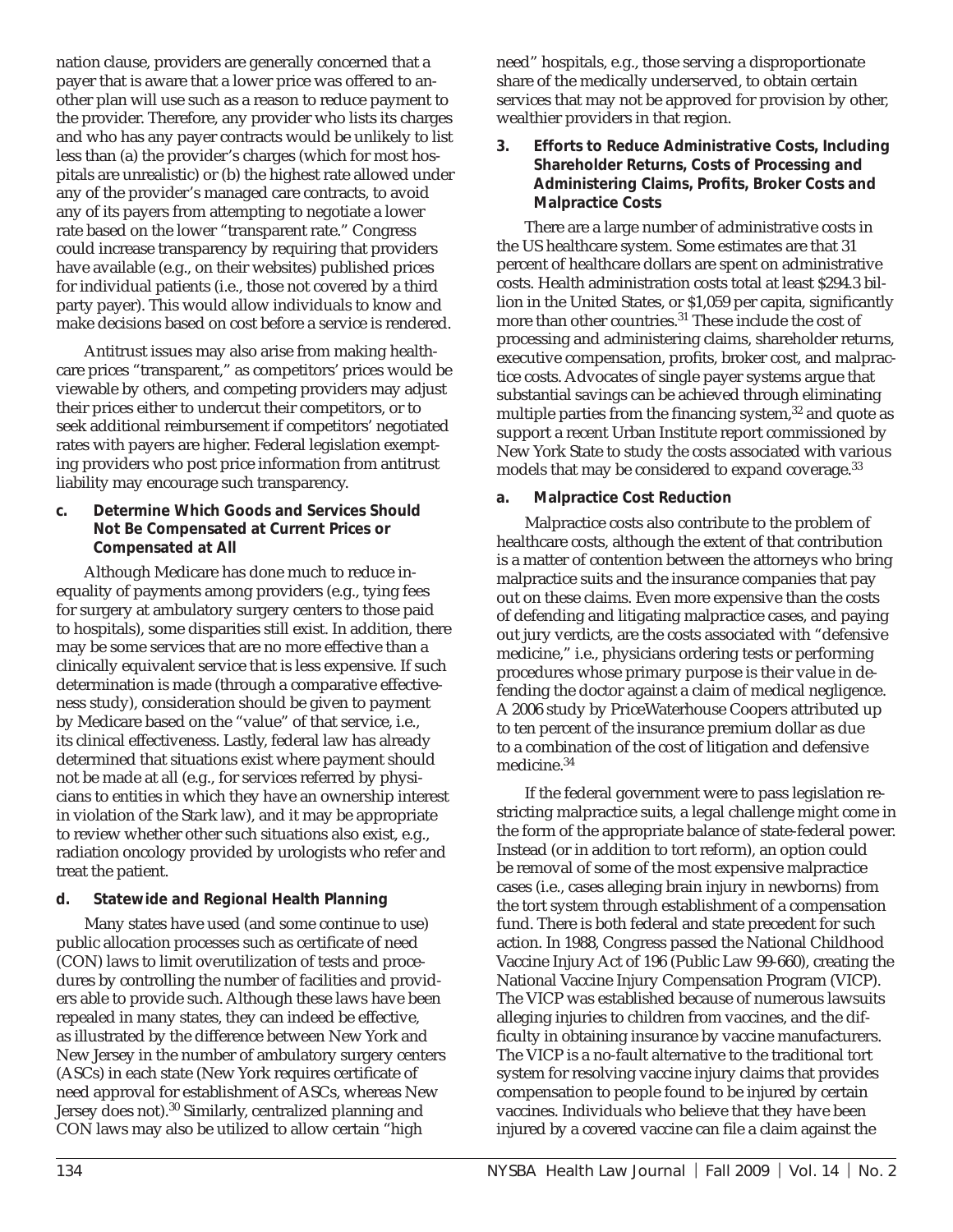nation clause, providers are generally concerned that a payer that is aware that a lower price was offered to another plan will use such as a reason to reduce payment to the provider. Therefore, any provider who lists its charges and who has any payer contracts would be unlikely to list less than (a) the provider's charges (which for most hospitals are unrealistic) or (b) the highest rate allowed under any of the provider's managed care contracts, to avoid any of its payers from attempting to negotiate a lower rate based on the lower "transparent rate." Congress could increase transparency by requiring that providers have available (e.g., on their websites) published prices for individual patients (i.e., those not covered by a third party payer). This would allow individuals to know and make decisions based on cost before a service is rendered.

Antitrust issues may also arise from making healthcare prices "transparent," as competitors' prices would be viewable by others, and competing providers may adjust their prices either to undercut their competitors, or to seek additional reimbursement if competitors' negotiated rates with payers are higher. Federal legislation exempting providers who post price information from antitrust liability may encourage such transparency.

#### c. Determine Which Goods and Services Should Not Be Compensated at Current Prices or Compensated at All

Although Medicare has done much to reduce inequality of payments among providers (e.g., tying fees for surgery at ambulatory surgery centers to those paid to hospitals), some disparities still exist. In addition, there may be some services that are no more effective than a clinically equivalent service that is less expensive. If such determination is made (through a comparative effectiveness study), consideration should be given to payment by Medicare based on the "value" of that service, i.e., its clinical effectiveness. Lastly, federal law has already determined that situations exist where payment should not be made at all (e.g., for services referred by physicians to entities in which they have an ownership interest in violation of the Stark law), and it may be appropriate to review whether other such situations also exist, e.g., radiation oncology provided by urologists who refer and treat the patient.

#### d. Statewide and Regional Health Planning

Many states have used (and some continue to use) public allocation processes such as certificate of need (CON) laws to limit overutilization of tests and procedures by controlling the number of facilities and providers able to provide such. Although these laws have been repealed in many states, they can indeed be effective, as illustrated by the difference between New York and New Jersey in the number of ambulatory surgery centers (ASCs) in each state (New York requires certificate of need approval for establishment of ASCs, whereas New Jersey does not).[30] Similarly, centralized planning and CON laws may also be utilized to allow certain "high need" hospitals, e.g., those serving a disproportionate share of the medically underserved, to obtain certain services that may not be approved for provision by other, wealthier providers in that region.

### 3. Efforts to Reduce Administrative Costs, Including Shareholder Returns, Costs of Processing and Administering Claims, Profits, Broker Costs and Malpractice Costs

There are a large number of administrative costs in the US healthcare system. Some estimates are that 31 percent of healthcare dollars are spent on administrative costs. Health administration costs total at least $294.3 billion in the United States, or $1,059 per capita, significantly more than other countries.[31] These include the cost of processing and administering claims, shareholder returns, executive compensation, profits, broker cost, and malpractice costs. Advocates of single payer systems argue that substantial savings can be achieved through eliminating multiple parties from the financing system,[32] and quote as support a recent Urban Institute report commissioned by New York State to study the costs associated with various models that may be considered to expand coverage.[33]

#### a. Malpractice Cost Reduction

Malpractice costs also contribute to the problem of healthcare costs, although the extent of that contribution is a matter of contention between the attorneys who bring malpractice suits and the insurance companies that pay out on these claims. Even more expensive than the costs of defending and litigating malpractice cases, and paying out jury verdicts, are the costs associated with "defensive medicine," i.e., physicians ordering tests or performing procedures whose primary purpose is their value in defending the doctor against a claim of medical negligence. A 2006 study by PriceWaterhouse Coopers attributed up to ten percent of the insurance premium dollar as due to a combination of the cost of litigation and defensive medicine.[34]

If the federal government were to pass legislation restricting malpractice suits, a legal challenge might come in the form of the appropriate balance of state-federal power. Instead (or in addition to tort reform), an option could be removal of some of the most expensive malpractice cases (i.e., cases alleging brain injury in newborns) from the tort system through establishment of a compensation fund. There is both federal and state precedent for such action. In 1988, Congress passed the National Childhood Vaccine Injury Act of 196 (Public Law 99-660), creating the National Vaccine Injury Compensation Program (VICP). The VICP was established because of numerous lawsuits alleging injuries to children from vaccines, and the difficulty in obtaining insurance by vaccine manufacturers. The VICP is a no-fault alternative to the traditional tort system for resolving vaccine injury claims that provides compensation to people found to be injured by certain vaccines. Individuals who believe that they have been injured by a covered vaccine can file a claim against the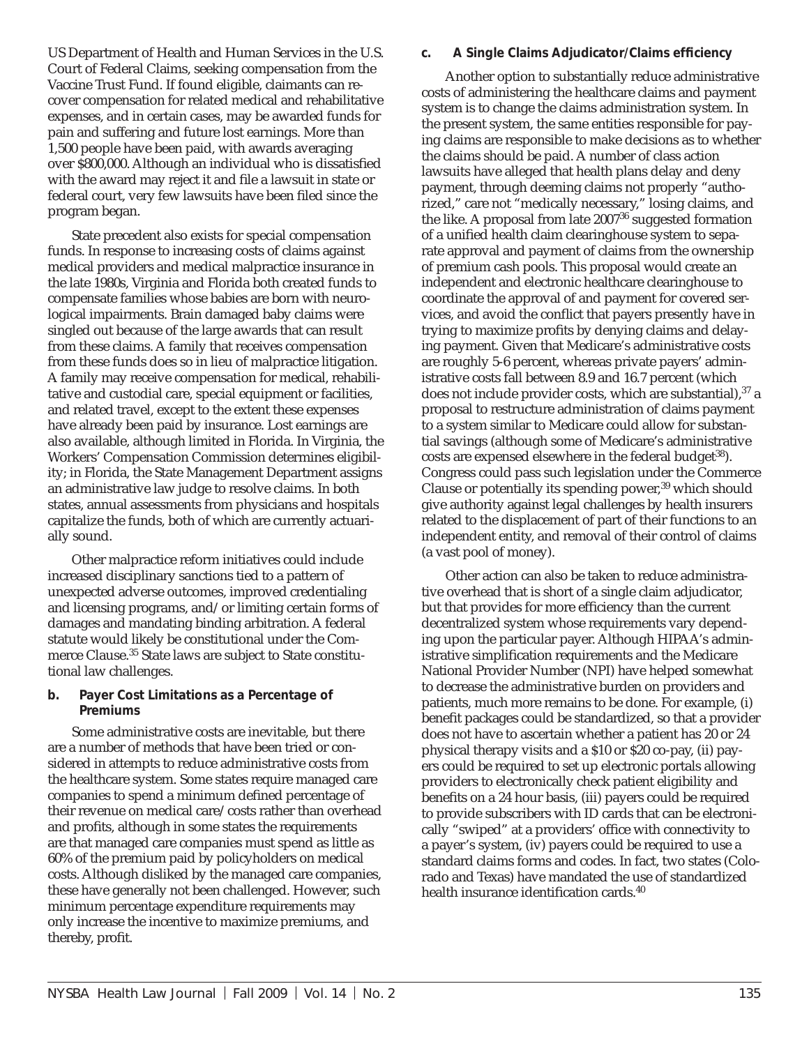US Department of Health and Human Services in the U.S. Court of Federal Claims, seeking compensation from the Vaccine Trust Fund. If found eligible, claimants can recover compensation for related medical and rehabilitative expenses, and in certain cases, may be awarded funds for pain and suffering and future lost earnings. More than 1,500 people have been paid, with awards averaging over $800,000. Although an individual who is dissatisfied with the award may reject it and file a lawsuit in state or federal court, very few lawsuits have been filed since the program began.

State precedent also exists for special compensation funds. In response to increasing costs of claims against medical providers and medical malpractice insurance in the late 1980s, Virginia and Florida both created funds to compensate families whose babies are born with neurological impairments. Brain damaged baby claims were singled out because of the large awards that can result from these claims. A family that receives compensation from these funds does so in lieu of malpractice litigation. A family may receive compensation for medical, rehabilitative and custodial care, special equipment or facilities, and related travel, except to the extent these expenses have already been paid by insurance. Lost earnings are also available, although limited in Florida. In Virginia, the Workers' Compensation Commission determines eligibility; in Florida, the State Management Department assigns an administrative law judge to resolve claims. In both states, annual assessments from physicians and hospitals capitalize the funds, both of which are currently actuarially sound.

Other malpractice reform initiatives could include increased disciplinary sanctions tied to a pattern of unexpected adverse outcomes, improved credentialing and licensing programs, and/or limiting certain forms of damages and mandating binding arbitration. A federal statute would likely be constitutional under the Commerce Clause.[35] State laws are subject to State constitutional law challenges.

### b. Payer Cost Limitations as a Percentage of Premiums

Some administrative costs are inevitable, but there are a number of methods that have been tried or considered in attempts to reduce administrative costs from the healthcare system. Some states require managed care companies to spend a minimum defined percentage of their revenue on medical care/costs rather than overhead and profits, although in some states the requirements are that managed care companies must spend as little as 60% of the premium paid by policyholders on medical costs. Although disliked by the managed care companies, these have generally not been challenged. However, such minimum percentage expenditure requirements may only increase the incentive to maximize premiums, and thereby, profit.

### c. A Single Claims Adjudicator/Claims efficiency

Another option to substantially reduce administrative costs of administering the healthcare claims and payment system is to change the claims administration system. In the present system, the same entities responsible for paying claims are responsible to make decisions as to whether the claims should be paid. A number of class action lawsuits have alleged that health plans delay and deny payment, through deeming claims not properly "authorized," care not "medically necessary," losing claims, and the like. A proposal from late 2007[36] suggested formation of a unified health claim clearinghouse system to separate approval and payment of claims from the ownership of premium cash pools. This proposal would create an independent and electronic healthcare clearinghouse to coordinate the approval of and payment for covered services, and avoid the conflict that payers presently have in trying to maximize profits by denying claims and delaying payment. Given that Medicare's administrative costs are roughly 5-6 percent, whereas private payers' administrative costs fall between 8.9 and 16.7 percent (which does not include provider costs, which are substantial),[37] a proposal to restructure administration of claims payment to a system similar to Medicare could allow for substantial savings (although some of Medicare's administrative costs are expensed elsewhere in the federal budget[38]). Congress could pass such legislation under the Commerce Clause or potentially its spending power,[39] which should give authority against legal challenges by health insurers related to the displacement of part of their functions to an independent entity, and removal of their control of claims (a vast pool of money).

Other action can also be taken to reduce administrative overhead that is short of a single claim adjudicator, but that provides for more efficiency than the current decentralized system whose requirements vary depending upon the particular payer. Although HIPAA's administrative simplification requirements and the Medicare National Provider Number (NPI) have helped somewhat to decrease the administrative burden on providers and patients, much more remains to be done. For example, (i) benefit packages could be standardized, so that a provider does not have to ascertain whether a patient has 20 or 24 physical therapy visits and a $10 or $20 co-pay, (ii) payers could be required to set up electronic portals allowing providers to electronically check patient eligibility and benefits on a 24 hour basis, (iii) payers could be required to provide subscribers with ID cards that can be electronically "swiped" at a providers' office with connectivity to a payer's system, (iv) payers could be required to use a standard claims forms and codes. In fact, two states (Colorado and Texas) have mandated the use of standardized health insurance identification cards.[40]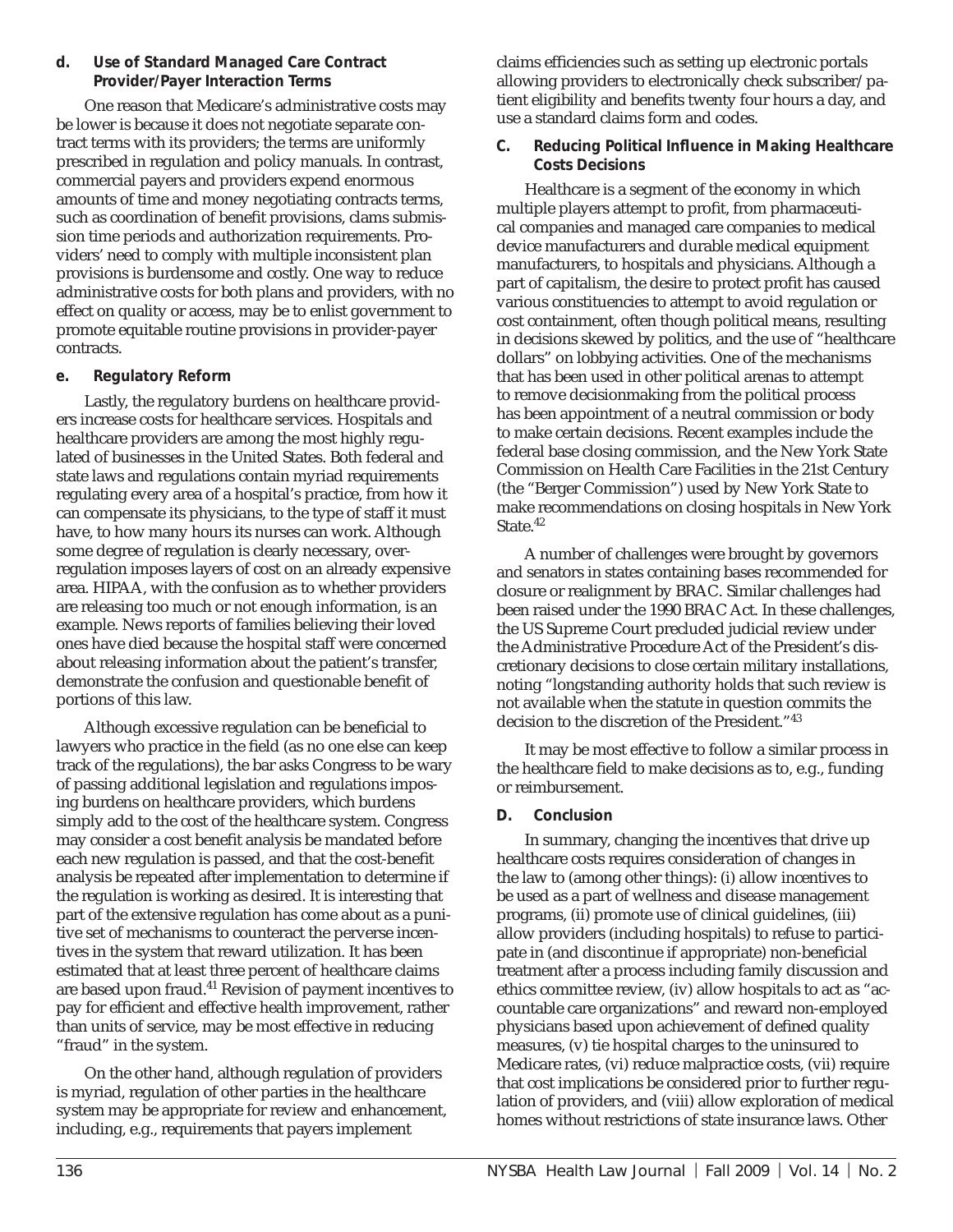#### d. Use of Standard Managed Care Contract Provider/Payer Interaction Terms

One reason that Medicare's administrative costs may be lower is because it does not negotiate separate contract terms with its providers; the terms are uniformly prescribed in regulation and policy manuals. In contrast, commercial payers and providers expend enormous amounts of time and money negotiating contracts terms, such as coordination of benefit provisions, clams submission time periods and authorization requirements. Providers' need to comply with multiple inconsistent plan provisions is burdensome and costly. One way to reduce administrative costs for both plans and providers, with no effect on quality or access, may be to enlist government to promote equitable routine provisions in provider-payer contracts.

#### e. Regulatory Reform

Lastly, the regulatory burdens on healthcare providers increase costs for healthcare services. Hospitals and healthcare providers are among the most highly regulated of businesses in the United States. Both federal and state laws and regulations contain myriad requirements regulating every area of a hospital's practice, from how it can compensate its physicians, to the type of staff it must have, to how many hours its nurses can work. Although some degree of regulation is clearly necessary, overregulation imposes layers of cost on an already expensive area. HIPAA, with the confusion as to whether providers are releasing too much or not enough information, is an example. News reports of families believing their loved ones have died because the hospital staff were concerned about releasing information about the patient's transfer, demonstrate the confusion and questionable benefit of portions of this law.

Although excessive regulation can be beneficial to lawyers who practice in the field (as no one else can keep track of the regulations), the bar asks Congress to be wary of passing additional legislation and regulations imposing burdens on healthcare providers, which burdens simply add to the cost of the healthcare system. Congress may consider a cost benefit analysis be mandated before each new regulation is passed, and that the cost-benefit analysis be repeated after implementation to determine if the regulation is working as desired. It is interesting that part of the extensive regulation has come about as a punitive set of mechanisms to counteract the perverse incentives in the system that reward utilization. It has been estimated that at least three percent of healthcare claims are based upon fraud.[41] Revision of payment incentives to pay for efficient and effective health improvement, rather than units of service, may be most effective in reducing "fraud" in the system.

On the other hand, although regulation of providers is myriad, regulation of other parties in the healthcare system may be appropriate for review and enhancement, including, e.g., requirements that payers implement claims efficiencies such as setting up electronic portals allowing providers to electronically check subscriber/patient eligibility and benefits twenty four hours a day, and use a standard claims form and codes.

### C. Reducing Political Influence in Making Healthcare Costs Decisions

Healthcare is a segment of the economy in which multiple players attempt to profit, from pharmaceutical companies and managed care companies to medical device manufacturers and durable medical equipment manufacturers, to hospitals and physicians. Although a part of capitalism, the desire to protect profit has caused various constituencies to attempt to avoid regulation or cost containment, often though political means, resulting in decisions skewed by politics, and the use of "healthcare dollars" on lobbying activities. One of the mechanisms that has been used in other political arenas to attempt to remove decisionmaking from the political process has been appointment of a neutral commission or body to make certain decisions. Recent examples include the federal base closing commission, and the New York State Commission on Health Care Facilities in the 21st Century (the "Berger Commission") used by New York State to make recommendations on closing hospitals in New York State.[42]

A number of challenges were brought by governors and senators in states containing bases recommended for closure or realignment by BRAC. Similar challenges had been raised under the 1990 BRAC Act. In these challenges, the US Supreme Court precluded judicial review under the Administrative Procedure Act of the President's discretionary decisions to close certain military installations, noting "longstanding authority holds that such review is not available when the statute in question commits the decision to the discretion of the President."[43]

It may be most effective to follow a similar process in the healthcare field to make decisions as to, e.g., funding or reimbursement.

### D. Conclusion

In summary, changing the incentives that drive up healthcare costs requires consideration of changes in the law to (among other things): (i) allow incentives to be used as a part of wellness and disease management programs, (ii) promote use of clinical guidelines, (iii) allow providers (including hospitals) to refuse to participate in (and discontinue if appropriate) non-beneficial treatment after a process including family discussion and ethics committee review, (iv) allow hospitals to act as "accountable care organizations" and reward non-employed physicians based upon achievement of defined quality measures, (v) tie hospital charges to the uninsured to Medicare rates, (vi) reduce malpractice costs, (vii) require that cost implications be considered prior to further regulation of providers, and (viii) allow exploration of medical homes without restrictions of state insurance laws. Other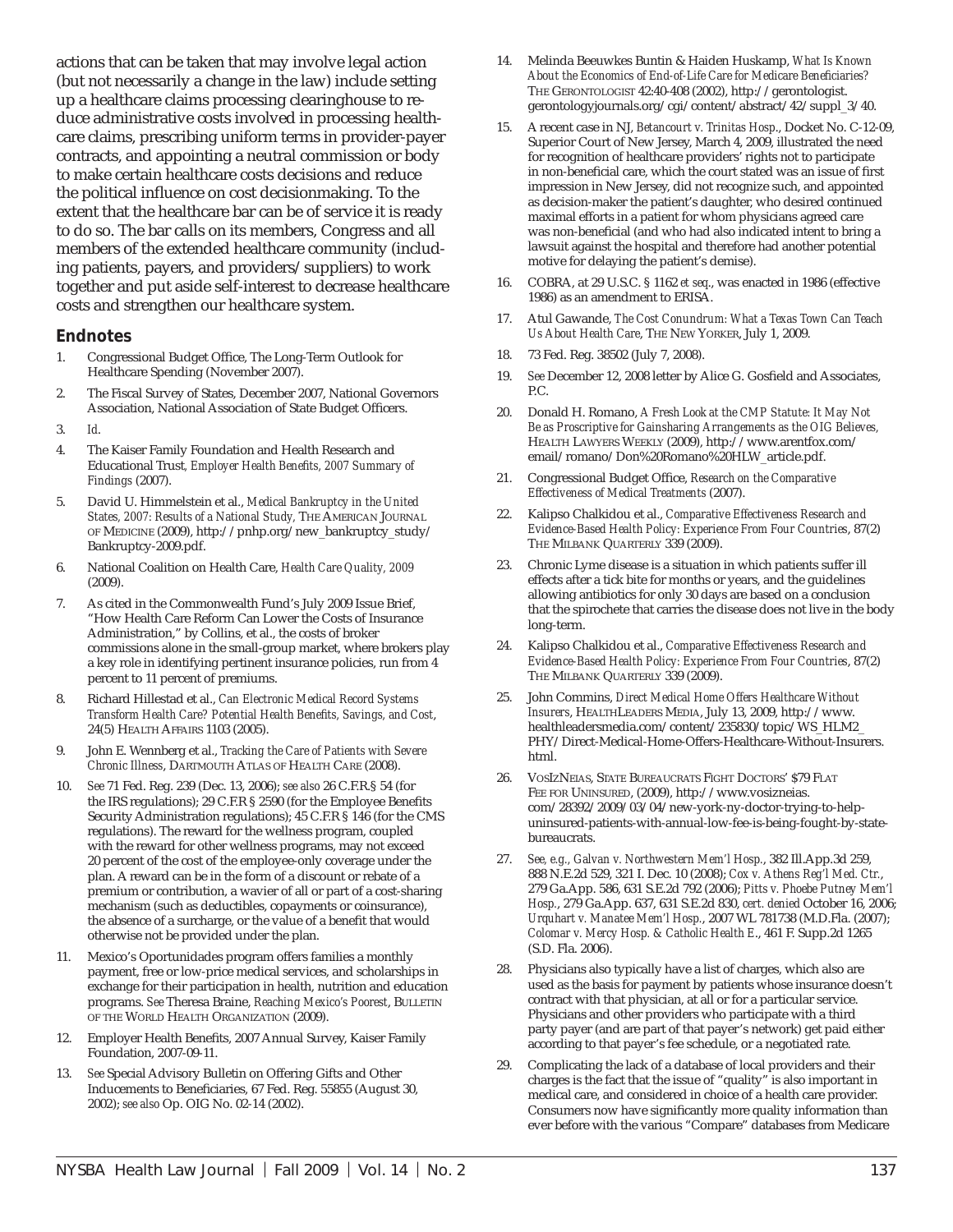actions that can be taken that may involve legal action (but not necessarily a change in the law) include setting up a healthcare claims processing clearinghouse to reduce administrative costs involved in processing healthcare claims, prescribing uniform terms in provider-payer contracts, and appointing a neutral commission or body to make certain healthcare costs decisions and reduce the political influence on cost decisionmaking. To the extent that the healthcare bar can be of service it is ready to do so. The bar calls on its members, Congress and all members of the extended healthcare community (including patients, payers, and providers/suppliers) to work together and put aside self-interest to decrease healthcare costs and strengthen our healthcare system.

## Endnotes

1. Congressional Budget Office, The Long-Term Outlook for Healthcare Spending (November 2007).
2. The Fiscal Survey of States, December 2007, National Governors Association, National Association of State Budget Officers.
3. *Id.*
4. The Kaiser Family Foundation and Health Research and Educational Trust, *Employer Health Benefits, 2007 Summary of Findings* (2007).
5. David U. Himmelstein et al., *Medical Bankruptcy in the United States, 2007: Results of a National Study,* The American Journal of Medicine (2009), http://pnhp.org/new_bankruptcy_study/Bankruptcy-2009.pdf.
6. National Coalition on Health Care, *Health Care Quality, 2009* (2009).
7. As cited in the Commonwealth Fund's July 2009 Issue Brief, "How Health Care Reform Can Lower the Costs of Insurance Administration," by Collins, et al., the costs of broker commissions alone in the small-group market, where brokers play a key role in identifying pertinent insurance policies, run from 4 percent to 11 percent of premiums.
8. Richard Hillestad et al., *Can Electronic Medical Record Systems Transform Health Care? Potential Health Benefits, Savings, and Cost*, 24(5) Health Affairs 1103 (2005).
9. John E. Wennberg et al., *Tracking the Care of Patients with Severe Chronic Illness*, Dartmouth Atlas of Health Care (2008).
10. *See* 71 Fed. Reg. 239 (Dec. 13, 2006); *see also* 26 C.F.R.§ 54 (for the IRS regulations); 29 C.F.R § 2590 (for the Employee Benefits Security Administration regulations); 45 C.F.R § 146 (for the CMS regulations). The reward for the wellness program, coupled with the reward for other wellness programs, may not exceed 20 percent of the cost of the employee-only coverage under the plan. A reward can be in the form of a discount or rebate of a premium or contribution, a wavier of all or part of a cost-sharing mechanism (such as deductibles, copayments or coinsurance), the absence of a surcharge, or the value of a benefit that would otherwise not be provided under the plan.
11. Mexico's Oportunidades program offers families a monthly payment, free or low-price medical services, and scholarships in exchange for their participation in health, nutrition and education programs. *See* Theresa Braine, *Reaching Mexico's Poorest*, Bulletin of the World Health Organization (2009).
12. Employer Health Benefits, 2007 Annual Survey, Kaiser Family Foundation, 2007-09-11.
13. *See* Special Advisory Bulletin on Offering Gifts and Other Inducements to Beneficiaries, 67 Fed. Reg. 55855 (August 30, 2002); *see also* Op. OIG No. 02-14 (2002).
14. Melinda Beeuwkes Buntin & Haiden Huskamp, *What Is Known About the Economics of End-of-Life Care for Medicare Beneficiaries?* The Gerontologist 42:40-408 (2002), http://gerontologist.gerontologyjournals.org/cgi/content/abstract/42/suppl_3/40.
15. A recent case in NJ, *Betancourt v. Trinitas Hosp.*, Docket No. C-12-09, Superior Court of New Jersey, March 4, 2009, illustrated the need for recognition of healthcare providers' rights not to participate in non-beneficial care, which the court stated was an issue of first impression in New Jersey, did not recognize such, and appointed as decision-maker the patient's daughter, who desired continued maximal efforts in a patient for whom physicians agreed care was non-beneficial (and who had also indicated intent to bring a lawsuit against the hospital and therefore had another potential motive for delaying the patient's demise).
16. COBRA, at 29 U.S.C. § 1162 *et seq.*, was enacted in 1986 (effective 1986) as an amendment to ERISA.
17. Atul Gawande, *The Cost Conundrum: What a Texas Town Can Teach Us About Health Care*, The New Yorker, July 1, 2009.
18. 73 Fed. Reg. 38502 (July 7, 2008).
19. *See* December 12, 2008 letter by Alice G. Gosfield and Associates, P.C.
20. Donald H. Romano, *A Fresh Look at the CMP Statute: It May Not Be as Proscriptive for Gainsharing Arrangements as the OIG Believes,* Health Lawyers Weekly (2009), http://www.arentfox.com/email/romano/Don%20Romano%20HLW_article.pdf.
21. Congressional Budget Office, *Research on the Comparative Effectiveness of Medical Treatments* (2007).
22. Kalipso Chalkidou et al., *Comparative Effectiveness Research and Evidence-Based Health Policy: Experience From Four Countries*, 87(2) The Milbank Quarterly 339 (2009).
23. Chronic Lyme disease is a situation in which patients suffer ill effects after a tick bite for months or years, and the guidelines allowing antibiotics for only 30 days are based on a conclusion that the spirochete that carries the disease does not live in the body long-term.
24. Kalipso Chalkidou et al., *Comparative Effectiveness Research and Evidence-Based Health Policy: Experience From Four Countries*, 87(2) The Milbank Quarterly 339 (2009).
25. John Commins, *Direct Medical Home Offers Healthcare Without Insurers*, HealthLeaders Media, July 13, 2009, http://www.healthleadersmedia.com/content/235830/topic/WS_HLM2_PHY/Direct-Medical-Home-Offers-Healthcare-Without-Insurers.html.
26. VosIzNeias, State Bureaucrats Fight Doctors' $79 Flat Fee for Uninsured, (2009), http://www.vosizneias.com/28392/2009/03/04/new-york-ny-doctor-trying-to-help-uninsured-patients-with-annual-low-fee-is-being-fought-by-state-bureaucrats.
27. *See, e.g., Galvan v. Northwestern Mem'l Hosp.*, 382 Ill.App.3d 259, 888 N.E.2d 529, 321 I. Dec. 10 (2008); *Cox v. Athens Reg'l Med. Ctr.*, 279 Ga.App. 586, 631 S.E.2d 792 (2006); *Pitts v. Phoebe Putney Mem'l Hosp.*, 279 Ga.App. 637, 631 S.E.2d 830, *cert. denied* October 16, 2006; *Urquhart v. Manatee Mem'l Hosp.*, 2007 WL 781738 (M.D.Fla. (2007); *Colomar v. Mercy Hosp. & Catholic Health E.*, 461 F. Supp.2d 1265 (S.D. Fla. 2006).
28. Physicians also typically have a list of charges, which also are used as the basis for payment by patients whose insurance doesn't contract with that physician, at all or for a particular service. Physicians and other providers who participate with a third party payer (and are part of that payer's network) get paid either according to that payer's fee schedule, or a negotiated rate.
29. Complicating the lack of a database of local providers and their charges is the fact that the issue of "quality" is also important in medical care, and considered in choice of a health care provider. Consumers now have significantly more quality information than ever before with the various "Compare" databases from Medicare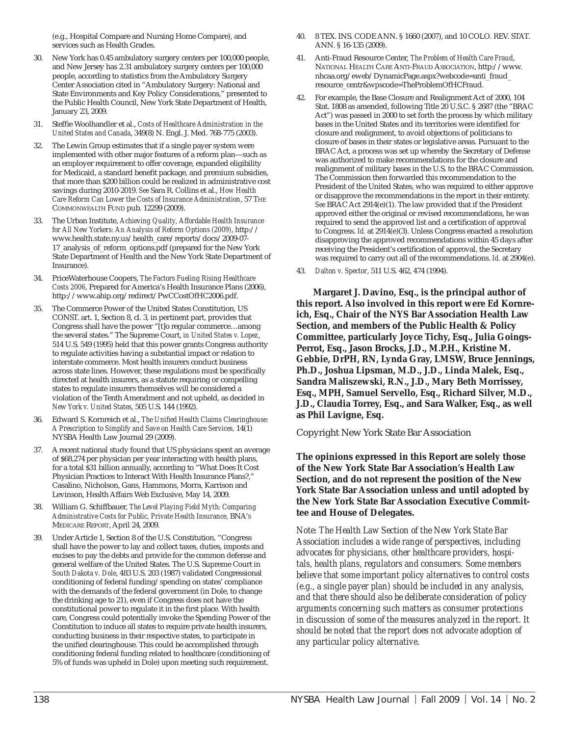(e.g., Hospital Compare and Nursing Home Compare), and services such as Health Grades.

30. New York has 0.45 ambulatory surgery centers per 100,000 people, and New Jersey has 2.31 ambulatory surgery centers per 100,000 people, according to statistics from the Ambulatory Surgery Center Association cited in "Ambulatory Surgery: National and State Environments and Key Policy Considerations," presented to the Public Health Council, New York State Department of Health, January 23, 2009.

31. Steffie Woolhandler et al., *Costs of Healthcare Administration in the United States and Canada*, 349(8) N. Engl. J. Med. 768-775 (2003).

32. The Lewin Group estimates that if a single payer system were implemented with other major features of a reform plan—such as an employer requirement to offer coverage, expanded eligibility for Medicaid, a standard benefit package, and premium subsidies, that more than $200 billion could be realized in administrative cost savings during 2010-2019. *See* Sara R. Collins et al., *How Health Care Reform Can Lower the Costs of Insurance Administration*, 57 THE COMMONWEALTH FUND pub. 12299 (2009).

33. The Urban Institute, *Achieving Quality, Affordable Health Insurance for All New Yorkers: An Analysis of Reform Options (2009)*, http://www.health.state.ny.us/health_care/reports/docs/2009-07-17_analysis_of_reform_options.pdf (prepared for the New York State Department of Health and the New York State Department of Insurance).

34. PriceWaterhouse Coopers, *The Factors Fueling Rising Healthcare Costs 2006*, Prepared for America's Health Insurance Plans (2006), http://www.ahip.org/redirect/PwCCostOfHC2006.pdf.

35. The Commerce Power of the United States Constitution, US CONST. art. 1, Section 8, cl. 3, in pertinent part, provides that Congress shall have the power "[t]o regular commerce…among the several states." The Supreme Court, in *United States v. Lopez*, 514 U.S. 549 (1995) held that this power grants Congress authority to regulate activities having a substantial impact or relation to interstate commerce. Most health insurers conduct business across state lines. However, these regulations must be specifically directed at health insurers, as a statute requiring or compelling states to regulate insurers themselves will be considered a violation of the Tenth Amendment and not upheld, as decided in *New York v. United States*, 505 U.S. 144 (1992).

36. Edward S. Kornreich et al., *The Unified Health Claims Clearinghouse: A Prescription to Simplify and Save on Health Care Services*, 14(1) NYSBA Health Law Journal 29 (2009).

37. A recent national study found that US physicians spent an average of $68,274 per physician per year interacting with health plans, for a total $31 billion annually, according to "What Does It Cost Physician Practices to Interact With Health Insurance Plans?," Casalino, Nicholson, Gans, Hammons, Morra, Karrison and Levinson, Health Affairs Web Exclusive, May 14, 2009.

38. William G. Schiffbauer, *The Level Playing Field Myth: Comparing Administrative Costs for Public, Private Health Insurance*, BNA'S MEDICARE REPORT, April 24, 2009.

39. Under Article 1, Section 8 of the U.S. Constitution, "Congress shall have the power to lay and collect taxes, duties, imposts and excises to pay the debts and provide for the common defense and general welfare of the United States. The U.S. Supreme Court in *South Dakota v. Dole*, 483 U.S. 203 (1987) validated Congressional conditioning of federal funding/spending on states' compliance with the demands of the federal government (in Dole, to change the drinking age to 21), even if Congress does not have the constitutional power to regulate it in the first place. With health care, Congress could potentially invoke the Spending Power of the Constitution to induce all states to require private health insurers, conducting business in their respective states, to participate in the unified clearinghouse. This could be accomplished through conditioning federal funding related to healthcare (conditioning of 5% of funds was upheld in Dole) upon meeting such requirement.

40. 8 TEX. INS. CODE ANN. § 1660 (2007), and 10 COLO. REV. STAT. ANN. § 16-135 (2009).

41. Anti-Fraud Resource Center, *The Problem of Health Care Fraud*, NATIONAL HEALTH CARE ANTI-FRAUD ASSOCIATION, http://www.nhcaa.org/eweb/DynamicPage.aspx?webcode=anti_fraud_resource_centr&wpscode=TheProblemOfHCFraud.

42. For example, the Base Closure and Realignment Act of 2000, 104 Stat. 1808 as amended, following Title 20 U.S.C. § 2687 (the "BRAC Act") was passed in 2000 to set forth the process by which military bases in the United States and its territories were identified for closure and realignment, to avoid objections of politicians to closure of bases in their states or legislative areas. Pursuant to the BRAC Act, a process was set up whereby the Secretary of Defense was authorized to make recommendations for the closure and realignment of military bases in the U.S. to the BRAC Commission. The Commission then forwarded this recommendation to the President of the United States, who was required to either approve or disapprove the recommendations in the report in their entirety. *See* BRAC Act 2914(e)(1). The law provided that if the President approved either the original or revised recommendations, he was required to send the approved list and a certification of approval to Congress. *Id.* at 2914(e)(3). Unless Congress enacted a resolution disapproving the approved recommendations within 45 days after receiving the President's certification of approval, the Secretary was required to carry out all of the recommendations. *Id.* at 2904(e).

43. *Dalton v. Spector*, 511 U.S. 462, 474 (1994).

**Margaret J. Davino, Esq., is the principal author of this report. Also involved in this report were Ed Kornreich, Esq., Chair of the NYS Bar Association Health Law Section, and members of the Public Health & Policy Committee, particularly Joyce Tichy, Esq., Julia Goings-Perrot, Esq., Jason Brocks, J.D., M.P.H., Kristine M. Gebbie, DrPH, RN, Lynda Gray, LMSW, Bruce Jennings, Ph.D., Joshua Lipsman, M.D., J.D., Linda Malek, Esq., Sandra Maliszewski, R.N., J.D., Mary Beth Morrissey, Esq., MPH, Samuel Servello, Esq., Richard Silver, M.D., J.D., Claudia Torrey, Esq., and Sara Walker, Esq., as well as Phil Lavigne, Esq.**

Copyright New York State Bar Association

**The opinions expressed in this Report are solely those of the New York State Bar Association's Health Law Section, and do not represent the position of the New York State Bar Association unless and until adopted by the New York State Bar Association Executive Committee and House of Delegates.**

*Note: The Health Law Section of the New York State Bar Association includes a wide range of perspectives, including advocates for physicians, other healthcare providers, hospitals, health plans, regulators and consumers. Some members believe that some important policy alternatives to control costs (e.g., a single payer plan) should be included in any analysis, and that there should also be deliberate consideration of policy arguments concerning such matters as consumer protections in discussion of some of the measures analyzed in the report. It should be noted that the report does not advocate adoption of any particular policy alternative.*